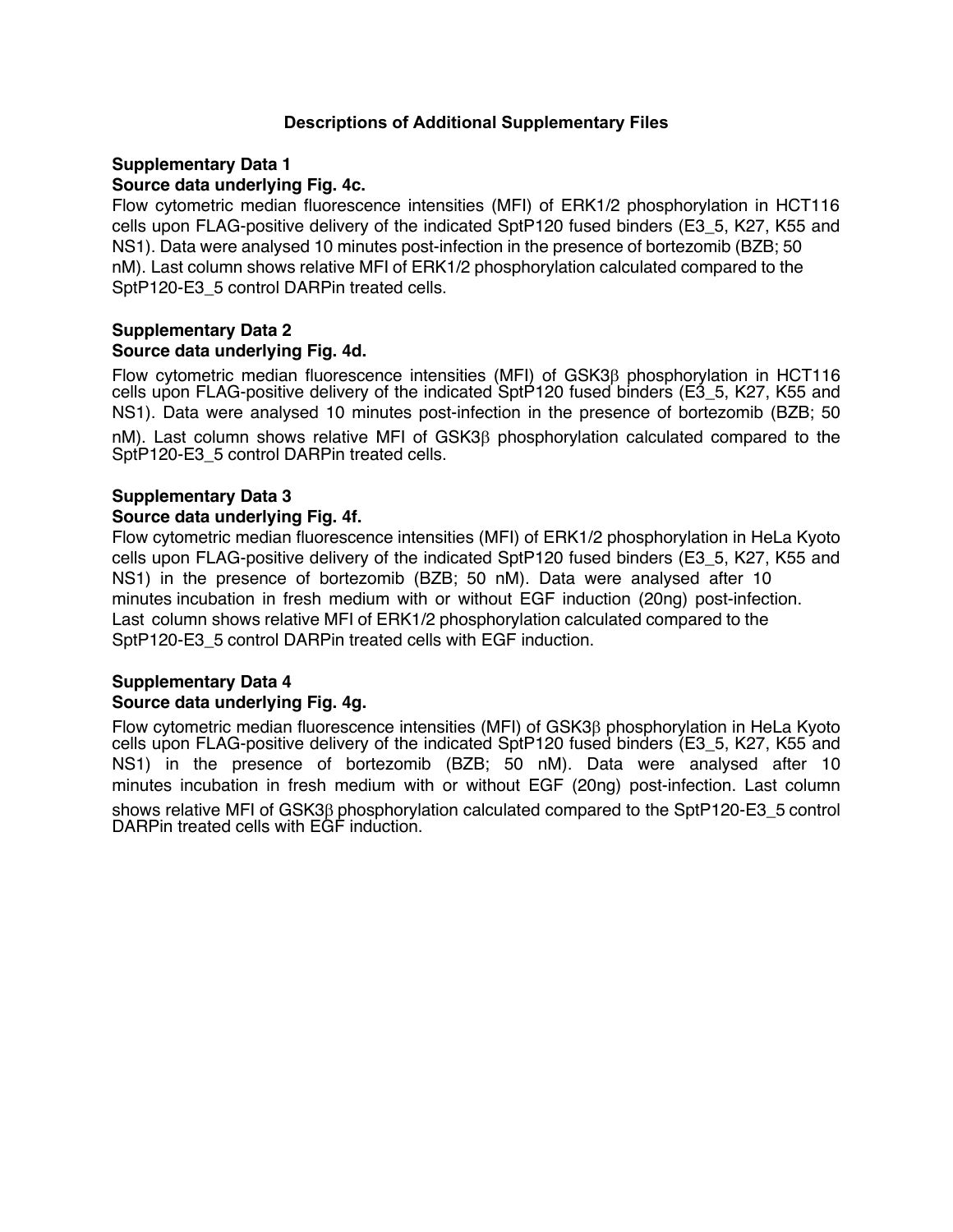# Descriptions of Additional Supplementary Files

## Supplementary Data 1

**Source data underlying Fig. 4c.**

Flow cytometric median fluorescence intensities (MFI) of ERK1/2 phosphorylation in HCT116 cells upon FLAG-positive delivery of the indicated SptP120 fused binders (E3_5, K27, K55 and NS1). Data were analysed 10 minutes post-infection in the presence of bortezomib (BZB; 50 nM). Last column shows relative MFI of ERK1/2 phosphorylation calculated compared to the SptP120-E3_5 control DARPin treated cells.

## Supplementary Data 2

**Source data underlying Fig. 4d.**

Flow cytometric median fluorescence intensities (MFI) of GSK3β phosphorylation in HCT116 cells upon FLAG-positive delivery of the indicated SptP120 fused binders (E3_5, K27, K55 and NS1). Data were analysed 10 minutes post-infection in the presence of bortezomib (BZB; 50 nM). Last column shows relative MFI of GSK3β phosphorylation calculated compared to the SptP120-E3_5 control DARPin treated cells.

## Supplementary Data 3

**Source data underlying Fig. 4f.**

Flow cytometric median fluorescence intensities (MFI) of ERK1/2 phosphorylation in HeLa Kyoto cells upon FLAG-positive delivery of the indicated SptP120 fused binders (E3_5, K27, K55 and NS1) in the presence of bortezomib (BZB; 50 nM). Data were analysed after 10 minutes incubation in fresh medium with or without EGF induction (20ng) post-infection. Last column shows relative MFI of ERK1/2 phosphorylation calculated compared to the SptP120-E3_5 control DARPin treated cells with EGF induction.

## Supplementary Data 4

**Source data underlying Fig. 4g.**

Flow cytometric median fluorescence intensities (MFI) of GSK3β phosphorylation in HeLa Kyoto cells upon FLAG-positive delivery of the indicated SptP120 fused binders (E3_5, K27, K55 and NS1) in the presence of bortezomib (BZB; 50 nM). Data were analysed after 10 minutes incubation in fresh medium with or without EGF (20ng) post-infection. Last column shows relative MFI of GSK3β phosphorylation calculated compared to the SptP120-E3_5 control DARPin treated cells with EGF induction.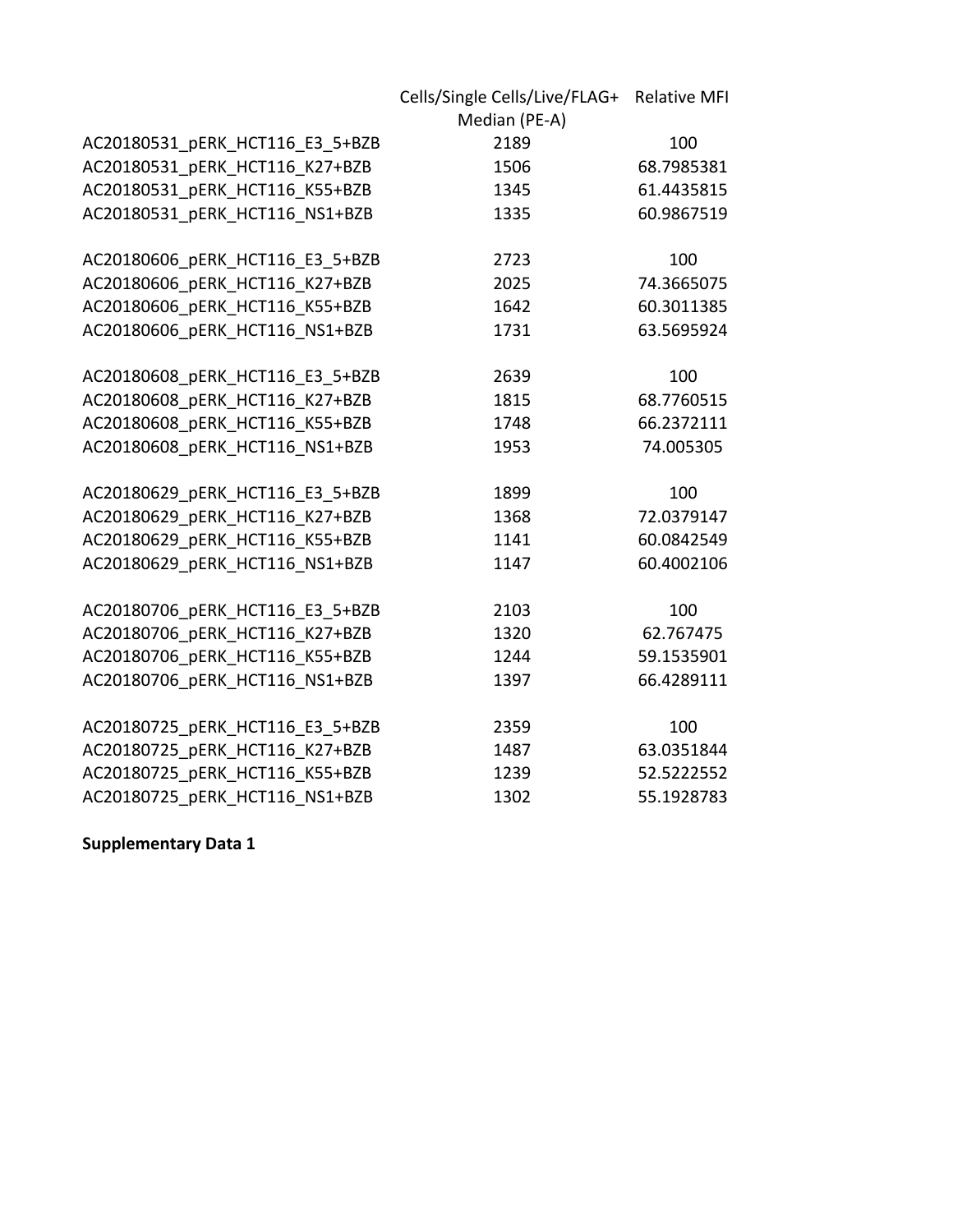| | Cells/Single Cells/Live/FLAG+ Median (PE-A) | Relative MFI |
|---|---|---|
| AC20180531_pERK_HCT116_E3_5+BZB | 2189 | 100 |
| AC20180531_pERK_HCT116_K27+BZB | 1506 | 68.7985381 |
| AC20180531_pERK_HCT116_K55+BZB | 1345 | 61.4435815 |
| AC20180531_pERK_HCT116_NS1+BZB | 1335 | 60.9867519 |
| | | |
| AC20180606_pERK_HCT116_E3_5+BZB | 2723 | 100 |
| AC20180606_pERK_HCT116_K27+BZB | 2025 | 74.3665075 |
| AC20180606_pERK_HCT116_K55+BZB | 1642 | 60.3011385 |
| AC20180606_pERK_HCT116_NS1+BZB | 1731 | 63.5695924 |
| | | |
| AC20180608_pERK_HCT116_E3_5+BZB | 2639 | 100 |
| AC20180608_pERK_HCT116_K27+BZB | 1815 | 68.7760515 |
| AC20180608_pERK_HCT116_K55+BZB | 1748 | 66.2372111 |
| AC20180608_pERK_HCT116_NS1+BZB | 1953 | 74.005305 |
| | | |
| AC20180629_pERK_HCT116_E3_5+BZB | 1899 | 100 |
| AC20180629_pERK_HCT116_K27+BZB | 1368 | 72.0379147 |
| AC20180629_pERK_HCT116_K55+BZB | 1141 | 60.0842549 |
| AC20180629_pERK_HCT116_NS1+BZB | 1147 | 60.4002106 |
| | | |
| AC20180706_pERK_HCT116_E3_5+BZB | 2103 | 100 |
| AC20180706_pERK_HCT116_K27+BZB | 1320 | 62.767475 |
| AC20180706_pERK_HCT116_K55+BZB | 1244 | 59.1535901 |
| AC20180706_pERK_HCT116_NS1+BZB | 1397 | 66.4289111 |
| | | |
| AC20180725_pERK_HCT116_E3_5+BZB | 2359 | 100 |
| AC20180725_pERK_HCT116_K27+BZB | 1487 | 63.0351844 |
| AC20180725_pERK_HCT116_K55+BZB | 1239 | 52.5222552 |
| AC20180725_pERK_HCT116_NS1+BZB | 1302 | 55.1928783 |

**Supplementary Data 1**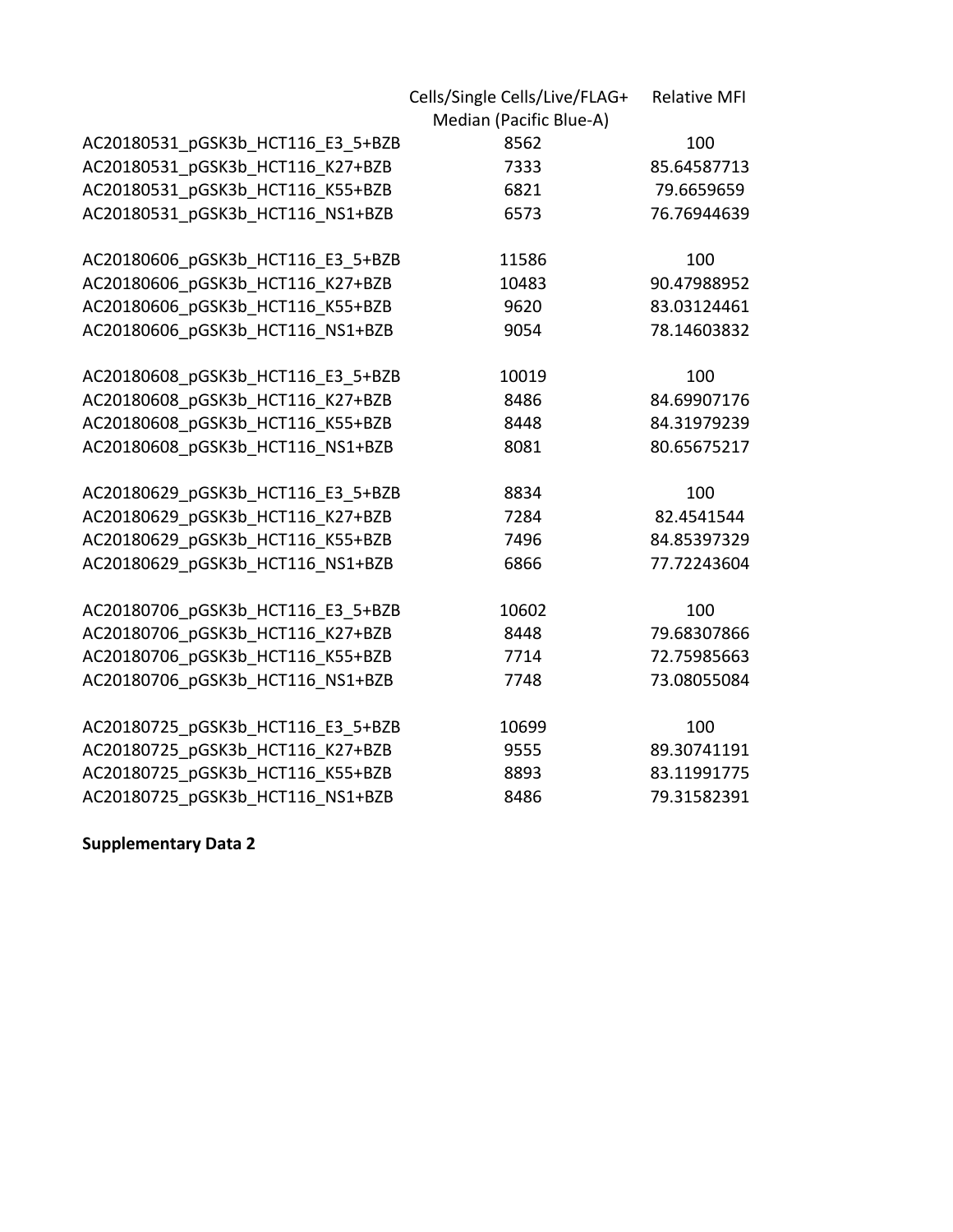| | Cells/Single Cells/Live/FLAG+ Median (Pacific Blue-A) | Relative MFI |
|---|---|---|
| AC20180531_pGSK3b_HCT116_E3_5+BZB | 8562 | 100 |
| AC20180531_pGSK3b_HCT116_K27+BZB | 7333 | 85.64587713 |
| AC20180531_pGSK3b_HCT116_K55+BZB | 6821 | 79.6659659 |
| AC20180531_pGSK3b_HCT116_NS1+BZB | 6573 | 76.76944639 |
| | | |
| AC20180606_pGSK3b_HCT116_E3_5+BZB | 11586 | 100 |
| AC20180606_pGSK3b_HCT116_K27+BZB | 10483 | 90.47988952 |
| AC20180606_pGSK3b_HCT116_K55+BZB | 9620 | 83.03124461 |
| AC20180606_pGSK3b_HCT116_NS1+BZB | 9054 | 78.14603832 |
| | | |
| AC20180608_pGSK3b_HCT116_E3_5+BZB | 10019 | 100 |
| AC20180608_pGSK3b_HCT116_K27+BZB | 8486 | 84.69907176 |
| AC20180608_pGSK3b_HCT116_K55+BZB | 8448 | 84.31979239 |
| AC20180608_pGSK3b_HCT116_NS1+BZB | 8081 | 80.65675217 |
| | | |
| AC20180629_pGSK3b_HCT116_E3_5+BZB | 8834 | 100 |
| AC20180629_pGSK3b_HCT116_K27+BZB | 7284 | 82.4541544 |
| AC20180629_pGSK3b_HCT116_K55+BZB | 7496 | 84.85397329 |
| AC20180629_pGSK3b_HCT116_NS1+BZB | 6866 | 77.72243604 |
| | | |
| AC20180706_pGSK3b_HCT116_E3_5+BZB | 10602 | 100 |
| AC20180706_pGSK3b_HCT116_K27+BZB | 8448 | 79.68307866 |
| AC20180706_pGSK3b_HCT116_K55+BZB | 7714 | 72.75985663 |
| AC20180706_pGSK3b_HCT116_NS1+BZB | 7748 | 73.08055084 |
| | | |
| AC20180725_pGSK3b_HCT116_E3_5+BZB | 10699 | 100 |
| AC20180725_pGSK3b_HCT116_K27+BZB | 9555 | 89.30741191 |
| AC20180725_pGSK3b_HCT116_K55+BZB | 8893 | 83.11991775 |
| AC20180725_pGSK3b_HCT116_NS1+BZB | 8486 | 79.31582391 |

**Supplementary Data 2**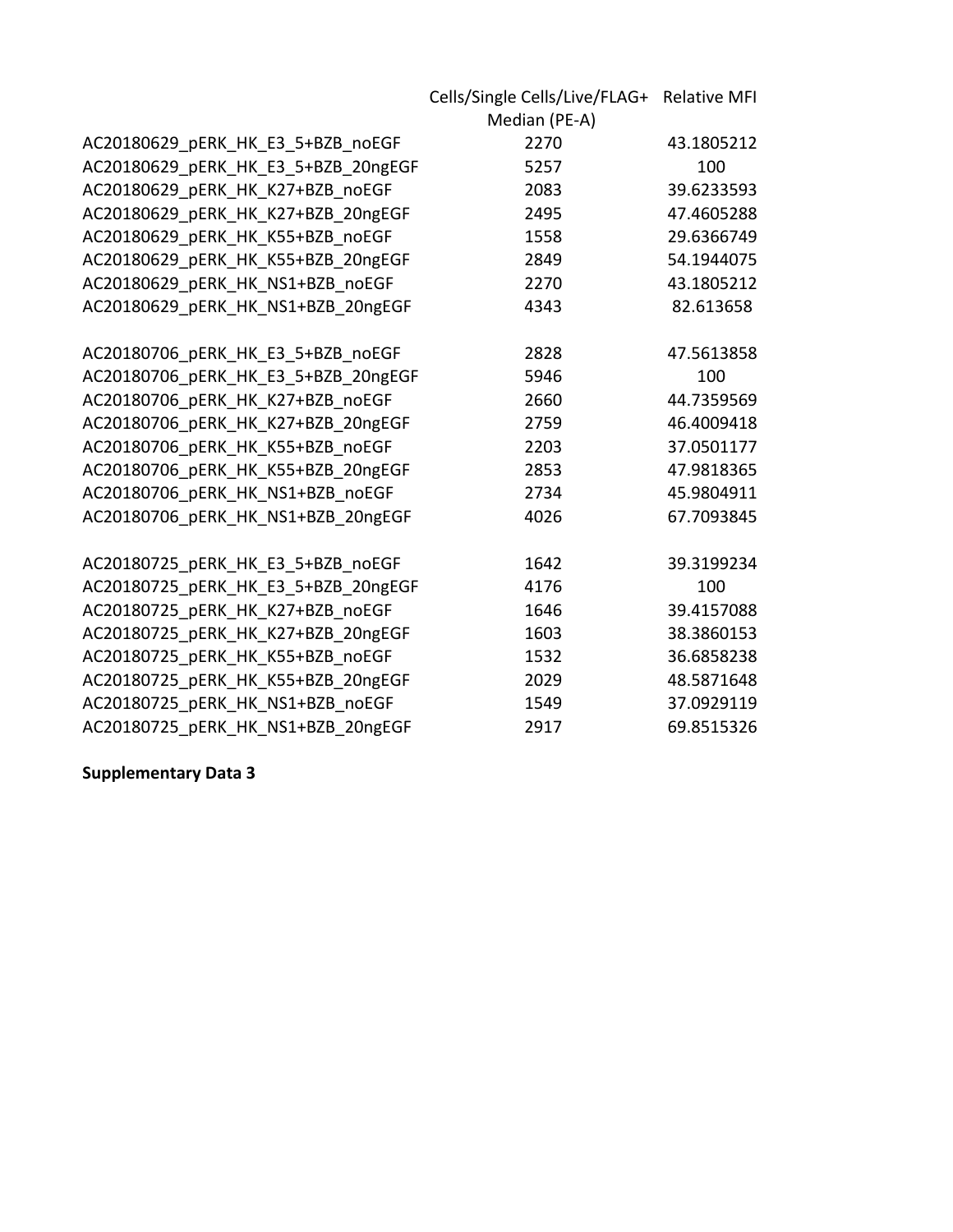| | Cells/Single Cells/Live/FLAG+ Median (PE-A) | Relative MFI |
|---|---|---|
| AC20180629_pERK_HK_E3_5+BZB_noEGF | 2270 | 43.1805212 |
| AC20180629_pERK_HK_E3_5+BZB_20ngEGF | 5257 | 100 |
| AC20180629_pERK_HK_K27+BZB_noEGF | 2083 | 39.6233593 |
| AC20180629_pERK_HK_K27+BZB_20ngEGF | 2495 | 47.4605288 |
| AC20180629_pERK_HK_K55+BZB_noEGF | 1558 | 29.6366749 |
| AC20180629_pERK_HK_K55+BZB_20ngEGF | 2849 | 54.1944075 |
| AC20180629_pERK_HK_NS1+BZB_noEGF | 2270 | 43.1805212 |
| AC20180629_pERK_HK_NS1+BZB_20ngEGF | 4343 | 82.613658 |
| | | |
| AC20180706_pERK_HK_E3_5+BZB_noEGF | 2828 | 47.5613858 |
| AC20180706_pERK_HK_E3_5+BZB_20ngEGF | 5946 | 100 |
| AC20180706_pERK_HK_K27+BZB_noEGF | 2660 | 44.7359569 |
| AC20180706_pERK_HK_K27+BZB_20ngEGF | 2759 | 46.4009418 |
| AC20180706_pERK_HK_K55+BZB_noEGF | 2203 | 37.0501177 |
| AC20180706_pERK_HK_K55+BZB_20ngEGF | 2853 | 47.9818365 |
| AC20180706_pERK_HK_NS1+BZB_noEGF | 2734 | 45.9804911 |
| AC20180706_pERK_HK_NS1+BZB_20ngEGF | 4026 | 67.7093845 |
| | | |
| AC20180725_pERK_HK_E3_5+BZB_noEGF | 1642 | 39.3199234 |
| AC20180725_pERK_HK_E3_5+BZB_20ngEGF | 4176 | 100 |
| AC20180725_pERK_HK_K27+BZB_noEGF | 1646 | 39.4157088 |
| AC20180725_pERK_HK_K27+BZB_20ngEGF | 1603 | 38.3860153 |
| AC20180725_pERK_HK_K55+BZB_noEGF | 1532 | 36.6858238 |
| AC20180725_pERK_HK_K55+BZB_20ngEGF | 2029 | 48.5871648 |
| AC20180725_pERK_HK_NS1+BZB_noEGF | 1549 | 37.0929119 |
| AC20180725_pERK_HK_NS1+BZB_20ngEGF | 2917 | 69.8515326 |

**Supplementary Data 3**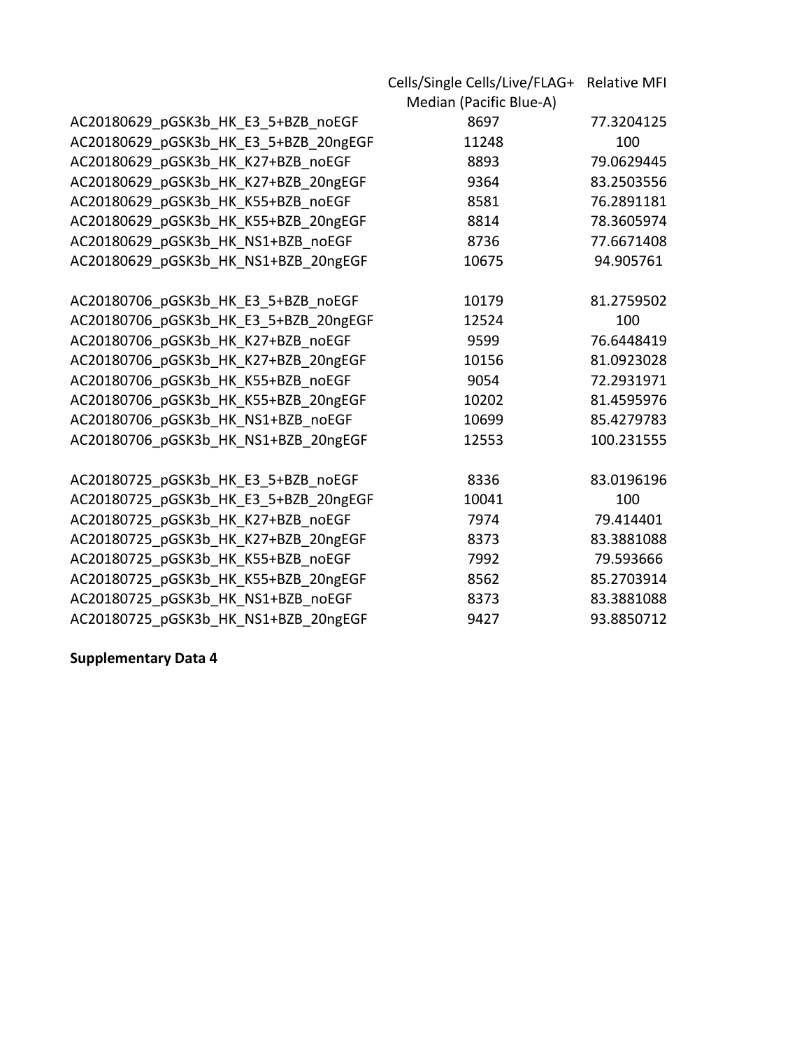| | Cells/Single Cells/Live/FLAG+ Median (Pacific Blue-A) | Relative MFI |
|---|---|---|
| AC20180629_pGSK3b_HK_E3_5+BZB_noEGF | 8697 | 77.3204125 |
| AC20180629_pGSK3b_HK_E3_5+BZB_20ngEGF | 11248 | 100 |
| AC20180629_pGSK3b_HK_K27+BZB_noEGF | 8893 | 79.0629445 |
| AC20180629_pGSK3b_HK_K27+BZB_20ngEGF | 9364 | 83.2503556 |
| AC20180629_pGSK3b_HK_K55+BZB_noEGF | 8581 | 76.2891181 |
| AC20180629_pGSK3b_HK_K55+BZB_20ngEGF | 8814 | 78.3605974 |
| AC20180629_pGSK3b_HK_NS1+BZB_noEGF | 8736 | 77.6671408 |
| AC20180629_pGSK3b_HK_NS1+BZB_20ngEGF | 10675 | 94.905761 |
| | | |
| AC20180706_pGSK3b_HK_E3_5+BZB_noEGF | 10179 | 81.2759502 |
| AC20180706_pGSK3b_HK_E3_5+BZB_20ngEGF | 12524 | 100 |
| AC20180706_pGSK3b_HK_K27+BZB_noEGF | 9599 | 76.6448419 |
| AC20180706_pGSK3b_HK_K27+BZB_20ngEGF | 10156 | 81.0923028 |
| AC20180706_pGSK3b_HK_K55+BZB_noEGF | 9054 | 72.2931971 |
| AC20180706_pGSK3b_HK_K55+BZB_20ngEGF | 10202 | 81.4595976 |
| AC20180706_pGSK3b_HK_NS1+BZB_noEGF | 10699 | 85.4279783 |
| AC20180706_pGSK3b_HK_NS1+BZB_20ngEGF | 12553 | 100.231555 |
| | | |
| AC20180725_pGSK3b_HK_E3_5+BZB_noEGF | 8336 | 83.0196196 |
| AC20180725_pGSK3b_HK_E3_5+BZB_20ngEGF | 10041 | 100 |
| AC20180725_pGSK3b_HK_K27+BZB_noEGF | 7974 | 79.414401 |
| AC20180725_pGSK3b_HK_K27+BZB_20ngEGF | 8373 | 83.3881088 |
| AC20180725_pGSK3b_HK_K55+BZB_noEGF | 7992 | 79.593666 |
| AC20180725_pGSK3b_HK_K55+BZB_20ngEGF | 8562 | 85.2703914 |
| AC20180725_pGSK3b_HK_NS1+BZB_noEGF | 8373 | 83.3881088 |
| AC20180725_pGSK3b_HK_NS1+BZB_20ngEGF | 9427 | 93.8850712 |

**Supplementary Data 4**